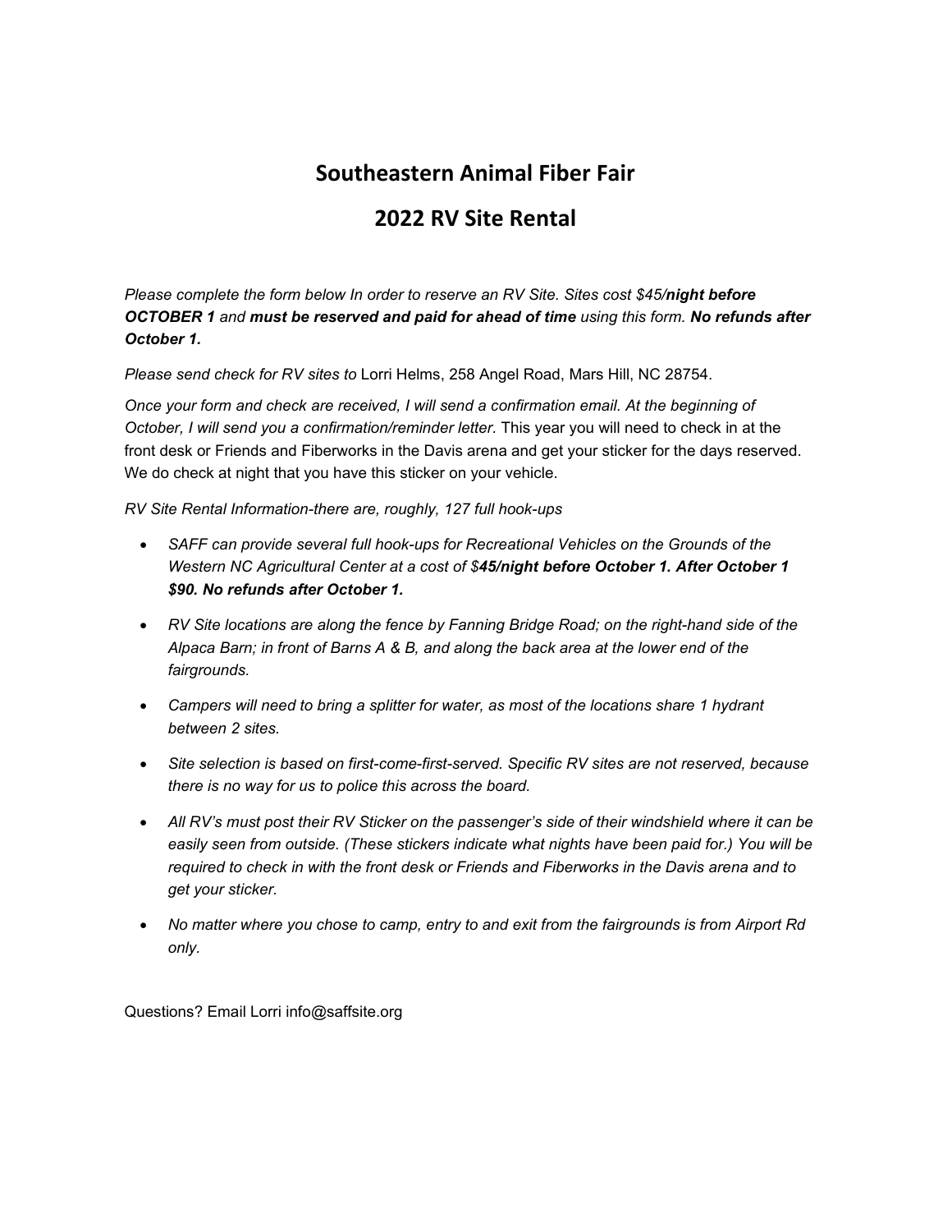# Southeastern Animal Fiber Fair

## 2022 RV Site Rental

*Please complete the form below In order to reserve an RV Site. Sites cost $45/**night before OCTOBER 1** and **must be reserved and paid for ahead of time** using this form. **No refunds after October 1.***

*Please send check for RV sites to* Lorri Helms, 258 Angel Road, Mars Hill, NC 28754.

*Once your form and check are received, I will send a confirmation email. At the beginning of October, I will send you a confirmation/reminder letter.* This year you will need to check in at the front desk or Friends and Fiberworks in the Davis arena and get your sticker for the days reserved. We do check at night that you have this sticker on your vehicle.

*RV Site Rental Information-there are, roughly, 127 full hook-ups*

- *SAFF can provide several full hook-ups for Recreational Vehicles on the Grounds of the Western NC Agricultural Center at a cost of $**45/night before October 1. After October 1 $90. No refunds after October 1.***
- *RV Site locations are along the fence by Fanning Bridge Road; on the right-hand side of the Alpaca Barn; in front of Barns A & B, and along the back area at the lower end of the fairgrounds.*
- *Campers will need to bring a splitter for water, as most of the locations share 1 hydrant between 2 sites.*
- *Site selection is based on first-come-first-served. Specific RV sites are not reserved, because there is no way for us to police this across the board.*
- *All RV's must post their RV Sticker on the passenger's side of their windshield where it can be easily seen from outside. (These stickers indicate what nights have been paid for.) You will be required to check in with the front desk or Friends and Fiberworks in the Davis arena and to get your sticker.*
- *No matter where you chose to camp, entry to and exit from the fairgrounds is from Airport Rd only.*

Questions? Email Lorri info@saffsite.org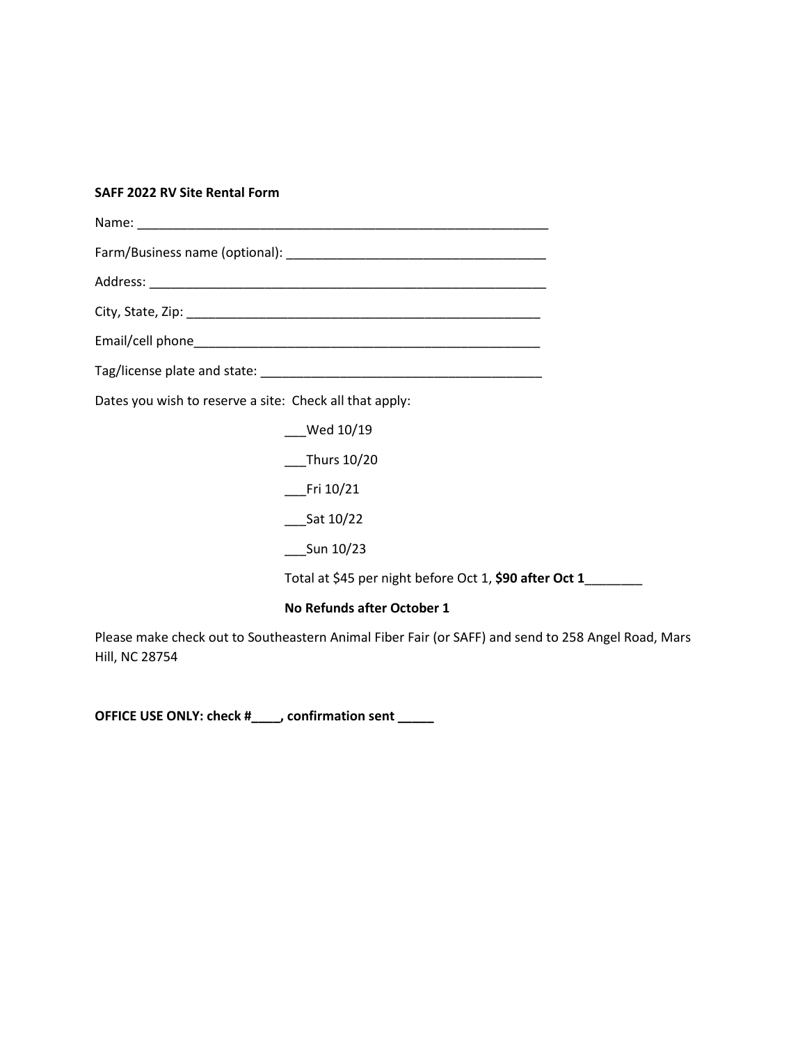**SAFF 2022 RV Site Rental Form**

Name: ___________________________________________________________

Farm/Business name (optional): _____________________________________

Address: __________________________________________________________

City, State, Zip: ____________________________________________________

Email/cell phone____________________________________________________

Tag/license plate and state: ________________________________________

Dates you wish to reserve a site: Check all that apply:

___Wed 10/19

___Thurs 10/20

___Fri 10/21

___Sat 10/22

___Sun 10/23

Total at $45 per night before Oct 1, **$90 after Oct 1**________

**No Refunds after October 1**

Please make check out to Southeastern Animal Fiber Fair (or SAFF) and send to 258 Angel Road, Mars Hill, NC 28754

**OFFICE USE ONLY: check #____, confirmation sent _____**